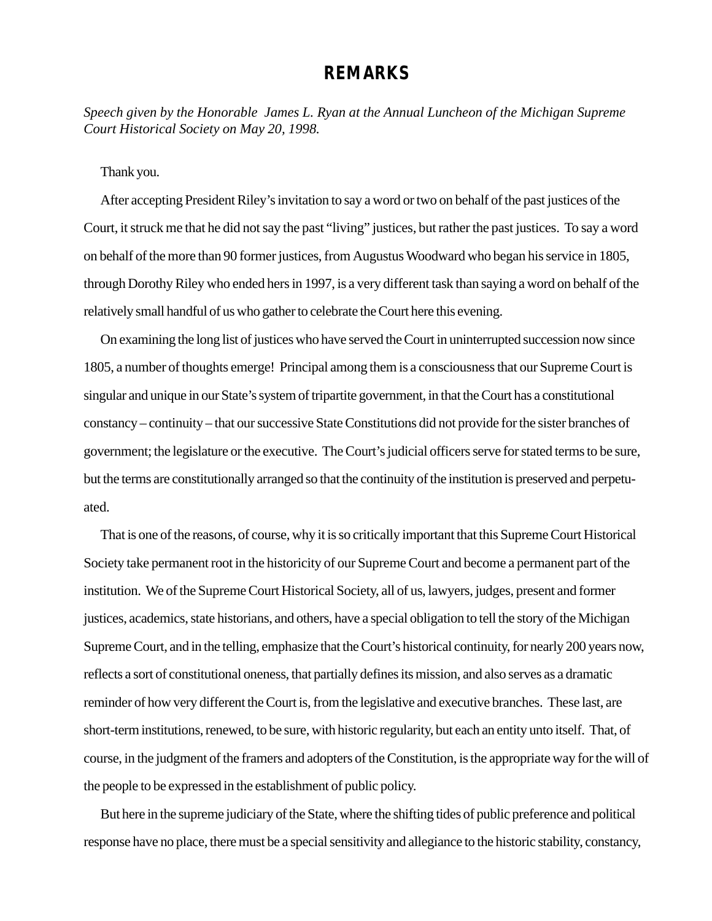# REMARKS

*Speech given by the Honorable James L. Ryan at the Annual Luncheon of the Michigan Supreme Court Historical Society on May 20, 1998.*

Thank you.

After accepting President Riley's invitation to say a word or two on behalf of the past justices of the Court, it struck me that he did not say the past "living" justices, but rather the past justices. To say a word on behalf of the more than 90 former justices, from Augustus Woodward who began his service in 1805, through Dorothy Riley who ended hers in 1997, is a very different task than saying a word on behalf of the relatively small handful of us who gather to celebrate the Court here this evening.

On examining the long list of justices who have served the Court in uninterrupted succession now since 1805, a number of thoughts emerge! Principal among them is a consciousness that our Supreme Court is singular and unique in our State's system of tripartite government, in that the Court has a constitutional constancy – continuity – that our successive State Constitutions did not provide for the sister branches of government; the legislature or the executive. The Court's judicial officers serve for stated terms to be sure, but the terms are constitutionally arranged so that the continuity of the institution is preserved and perpetuated.

That is one of the reasons, of course, why it is so critically important that this Supreme Court Historical Society take permanent root in the historicity of our Supreme Court and become a permanent part of the institution. We of the Supreme Court Historical Society, all of us, lawyers, judges, present and former justices, academics, state historians, and others, have a special obligation to tell the story of the Michigan Supreme Court, and in the telling, emphasize that the Court's historical continuity, for nearly 200 years now, reflects a sort of constitutional oneness, that partially defines its mission, and also serves as a dramatic reminder of how very different the Court is, from the legislative and executive branches. These last, are short-term institutions, renewed, to be sure, with historic regularity, but each an entity unto itself. That, of course, in the judgment of the framers and adopters of the Constitution, is the appropriate way for the will of the people to be expressed in the establishment of public policy.

But here in the supreme judiciary of the State, where the shifting tides of public preference and political response have no place, there must be a special sensitivity and allegiance to the historic stability, constancy,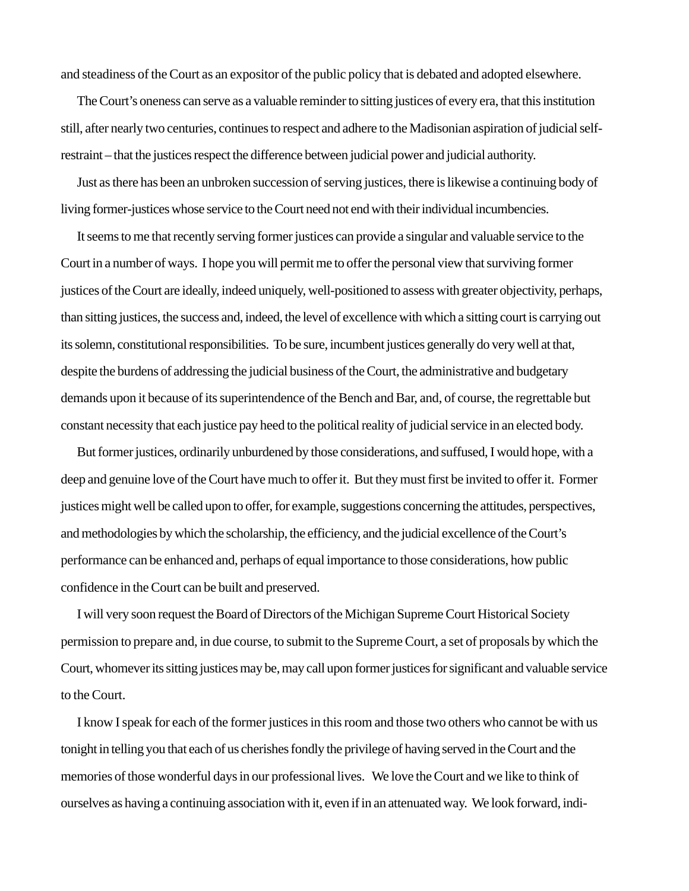and steadiness of the Court as an expositor of the public policy that is debated and adopted elsewhere.

The Court's oneness can serve as a valuable reminder to sitting justices of every era, that this institution still, after nearly two centuries, continues to respect and adhere to the Madisonian aspiration of judicial self-restraint – that the justices respect the difference between judicial power and judicial authority.

Just as there has been an unbroken succession of serving justices, there is likewise a continuing body of living former-justices whose service to the Court need not end with their individual incumbencies.

It seems to me that recently serving former justices can provide a singular and valuable service to the Court in a number of ways. I hope you will permit me to offer the personal view that surviving former justices of the Court are ideally, indeed uniquely, well-positioned to assess with greater objectivity, perhaps, than sitting justices, the success and, indeed, the level of excellence with which a sitting court is carrying out its solemn, constitutional responsibilities. To be sure, incumbent justices generally do very well at that, despite the burdens of addressing the judicial business of the Court, the administrative and budgetary demands upon it because of its superintendence of the Bench and Bar, and, of course, the regrettable but constant necessity that each justice pay heed to the political reality of judicial service in an elected body.

But former justices, ordinarily unburdened by those considerations, and suffused, I would hope, with a deep and genuine love of the Court have much to offer it. But they must first be invited to offer it. Former justices might well be called upon to offer, for example, suggestions concerning the attitudes, perspectives, and methodologies by which the scholarship, the efficiency, and the judicial excellence of the Court's performance can be enhanced and, perhaps of equal importance to those considerations, how public confidence in the Court can be built and preserved.

I will very soon request the Board of Directors of the Michigan Supreme Court Historical Society permission to prepare and, in due course, to submit to the Supreme Court, a set of proposals by which the Court, whomever its sitting justices may be, may call upon former justices for significant and valuable service to the Court.

I know I speak for each of the former justices in this room and those two others who cannot be with us tonight in telling you that each of us cherishes fondly the privilege of having served in the Court and the memories of those wonderful days in our professional lives. We love the Court and we like to think of ourselves as having a continuing association with it, even if in an attenuated way. We look forward, indi-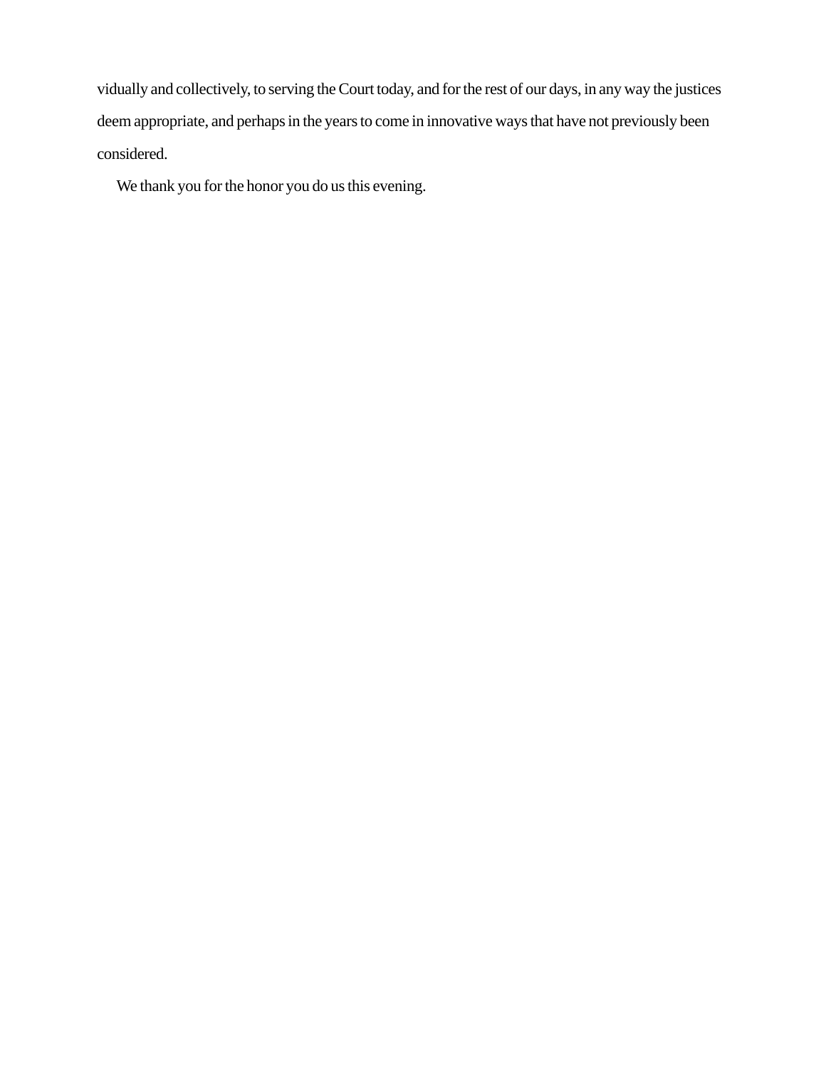vidually and collectively, to serving the Court today, and for the rest of our days, in any way the justices deem appropriate, and perhaps in the years to come in innovative ways that have not previously been considered.

We thank you for the honor you do us this evening.